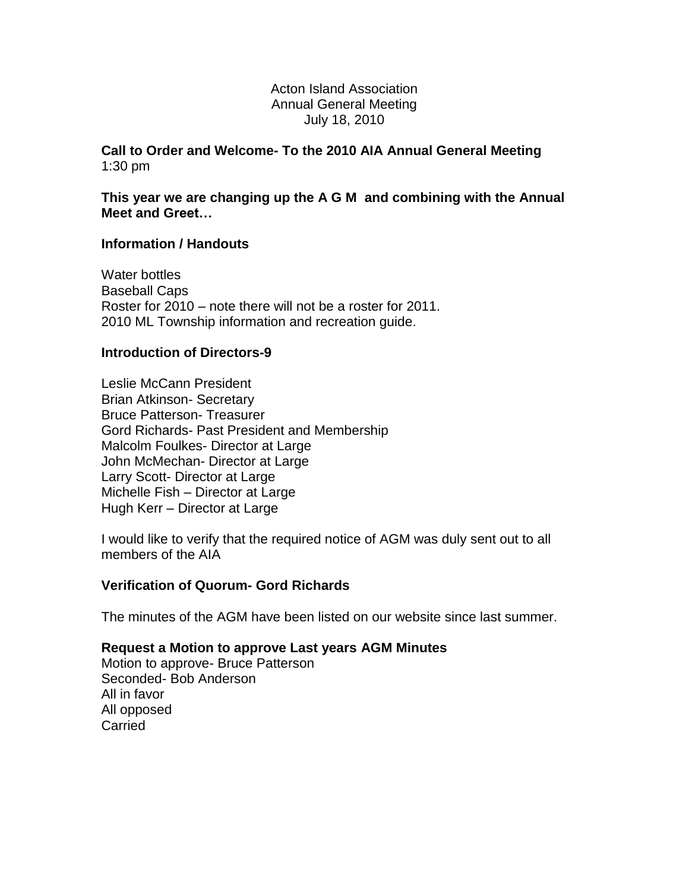Acton Island Association
Annual General Meeting
July 18, 2010

**Call to Order and Welcome- To the 2010 AIA Annual General Meeting**
1:30 pm

**This year we are changing up the A G M and combining with the Annual Meet and Greet…**

**Information / Handouts**

Water bottles
Baseball Caps
Roster for 2010 – note there will not be a roster for 2011.
2010 ML Township information and recreation guide.

**Introduction of Directors-9**

Leslie McCann President
Brian Atkinson- Secretary
Bruce Patterson- Treasurer
Gord Richards- Past President and Membership
Malcolm Foulkes- Director at Large
John McMechan- Director at Large
Larry Scott- Director at Large
Michelle Fish – Director at Large
Hugh Kerr – Director at Large

I would like to verify that the required notice of AGM was duly sent out to all members of the AIA

**Verification of Quorum- Gord Richards**

The minutes of the AGM have been listed on our website since last summer.

**Request a Motion to approve Last years AGM Minutes**
Motion to approve- Bruce Patterson
Seconded- Bob Anderson
All in favor
All opposed
Carried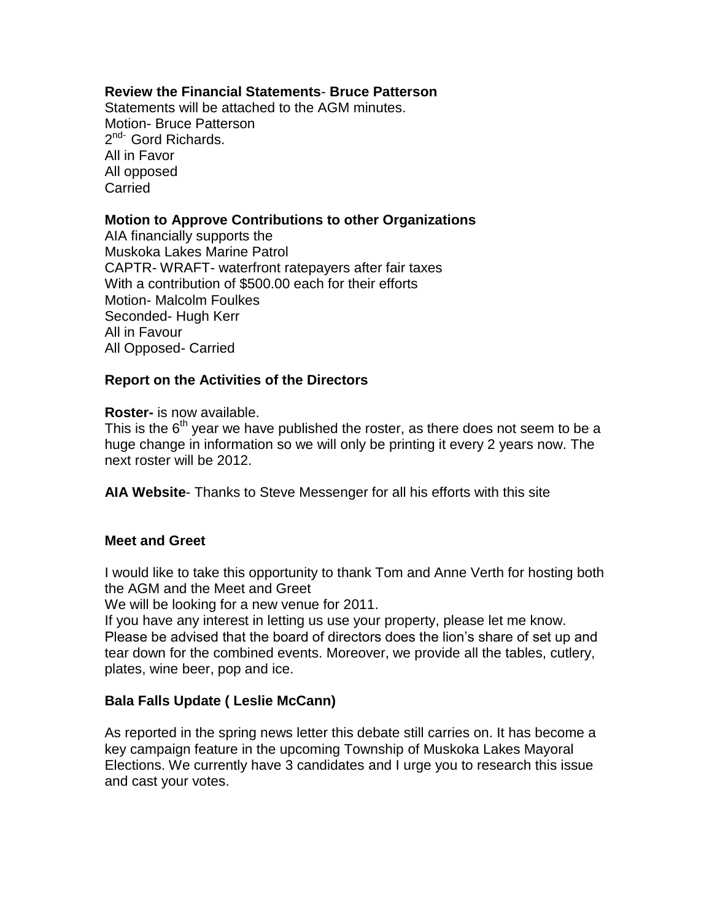**Review the Financial Statements**- **Bruce Patterson**
Statements will be attached to the AGM minutes.
Motion- Bruce Patterson
2nd- Gord Richards.
All in Favor
All opposed
Carried

**Motion to Approve Contributions to other Organizations**
AIA financially supports the
Muskoka Lakes Marine Patrol
CAPTR- WRAFT- waterfront ratepayers after fair taxes
With a contribution of $500.00 each for their efforts
Motion- Malcolm Foulkes
Seconded- Hugh Kerr
All in Favour
All Opposed- Carried

**Report on the Activities of the Directors**

**Roster-** is now available.
This is the 6th year we have published the roster, as there does not seem to be a huge change in information so we will only be printing it every 2 years now. The next roster will be 2012.

**AIA Website**- Thanks to Steve Messenger for all his efforts with this site

**Meet and Greet**

I would like to take this opportunity to thank Tom and Anne Verth for hosting both the AGM and the Meet and Greet
We will be looking for a new venue for 2011.
If you have any interest in letting us use your property, please let me know.
Please be advised that the board of directors does the lion's share of set up and tear down for the combined events. Moreover, we provide all the tables, cutlery, plates, wine beer, pop and ice.

**Bala Falls Update ( Leslie McCann)**

As reported in the spring news letter this debate still carries on. It has become a key campaign feature in the upcoming Township of Muskoka Lakes Mayoral Elections. We currently have 3 candidates and I urge you to research this issue and cast your votes.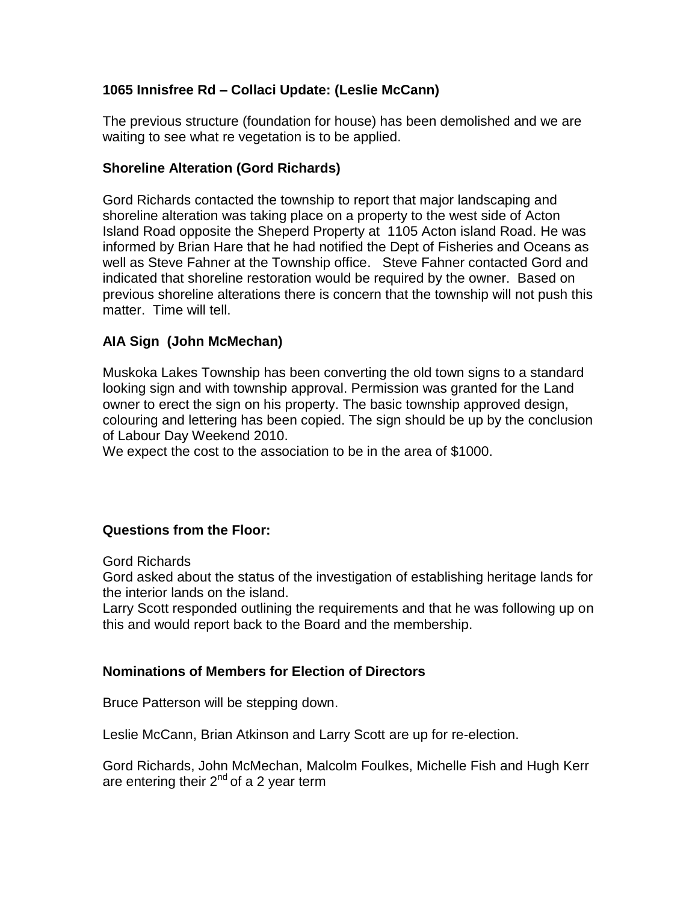### 1065 Innisfree Rd – Collaci Update: (Leslie McCann)

The previous structure (foundation for house) has been demolished and we are waiting to see what re vegetation is to be applied.

### Shoreline Alteration (Gord Richards)

Gord Richards contacted the township to report that major landscaping and shoreline alteration was taking place on a property to the west side of Acton Island Road opposite the Sheperd Property at 1105 Acton island Road. He was informed by Brian Hare that he had notified the Dept of Fisheries and Oceans as well as Steve Fahner at the Township office. Steve Fahner contacted Gord and indicated that shoreline restoration would be required by the owner. Based on previous shoreline alterations there is concern that the township will not push this matter. Time will tell.

### AIA Sign (John McMechan)

Muskoka Lakes Township has been converting the old town signs to a standard looking sign and with township approval. Permission was granted for the Land owner to erect the sign on his property. The basic township approved design, colouring and lettering has been copied. The sign should be up by the conclusion of Labour Day Weekend 2010.
We expect the cost to the association to be in the area of $1000.

### Questions from the Floor:

Gord Richards
Gord asked about the status of the investigation of establishing heritage lands for the interior lands on the island.
Larry Scott responded outlining the requirements and that he was following up on this and would report back to the Board and the membership.

### Nominations of Members for Election of Directors

Bruce Patterson will be stepping down.

Leslie McCann, Brian Atkinson and Larry Scott are up for re-election.

Gord Richards, John McMechan, Malcolm Foulkes, Michelle Fish and Hugh Kerr are entering their 2nd of a 2 year term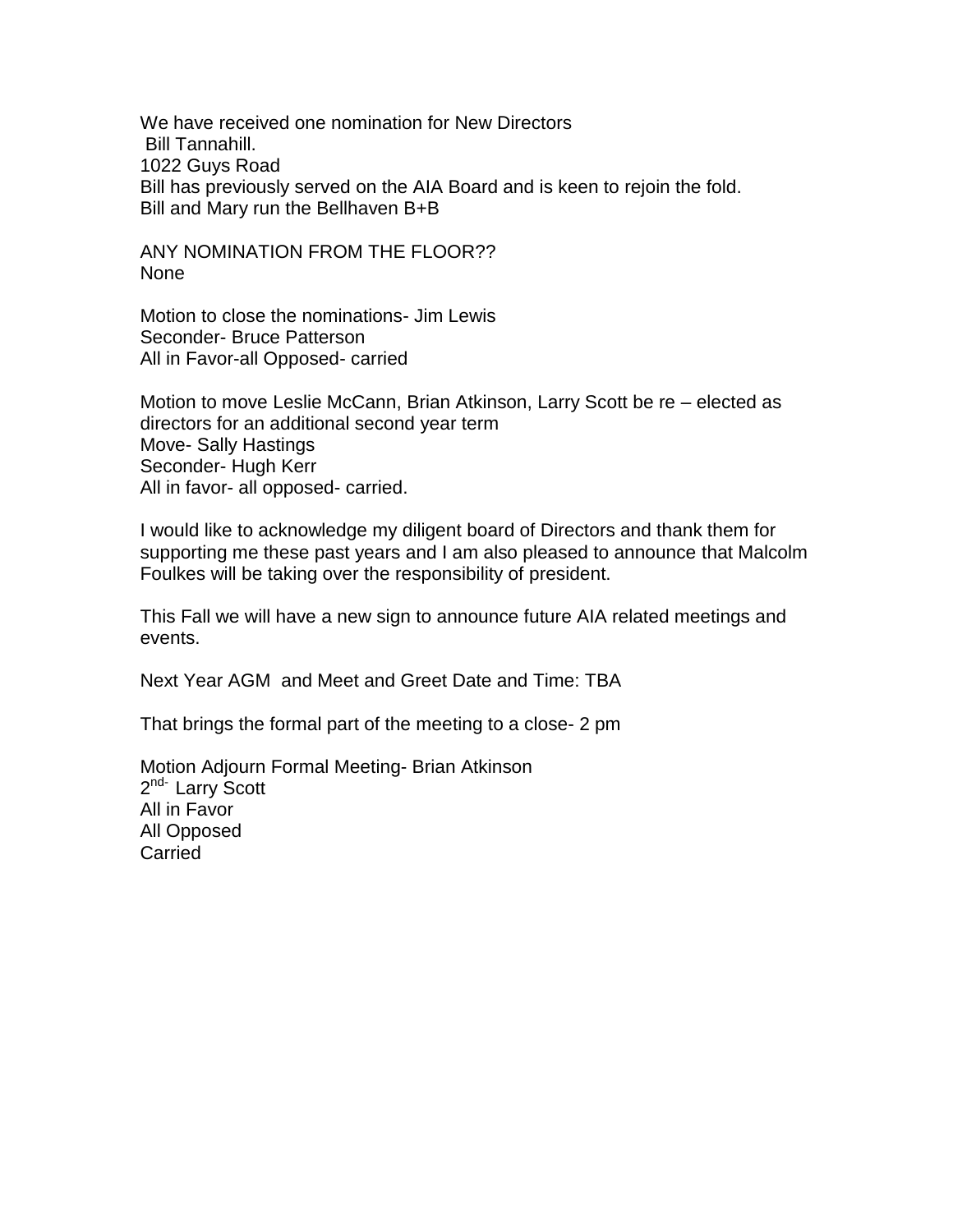We have received one nomination for New Directors
Bill Tannahill.
1022 Guys Road
Bill has previously served on the AIA Board and is keen to rejoin the fold.
Bill and Mary run the Bellhaven B+B

ANY NOMINATION FROM THE FLOOR??
None

Motion to close the nominations- Jim Lewis
Seconder- Bruce Patterson
All in Favor-all Opposed- carried

Motion to move Leslie McCann, Brian Atkinson, Larry Scott be re – elected as directors for an additional second year term
Move- Sally Hastings
Seconder- Hugh Kerr
All in favor- all opposed- carried.

I would like to acknowledge my diligent board of Directors and thank them for supporting me these past years and I am also pleased to announce that Malcolm Foulkes will be taking over the responsibility of president.

This Fall we will have a new sign to announce future AIA related meetings and events.

Next Year AGM and Meet and Greet Date and Time: TBA

That brings the formal part of the meeting to a close- 2 pm

Motion Adjourn Formal Meeting- Brian Atkinson
2nd- Larry Scott
All in Favor
All Opposed
Carried